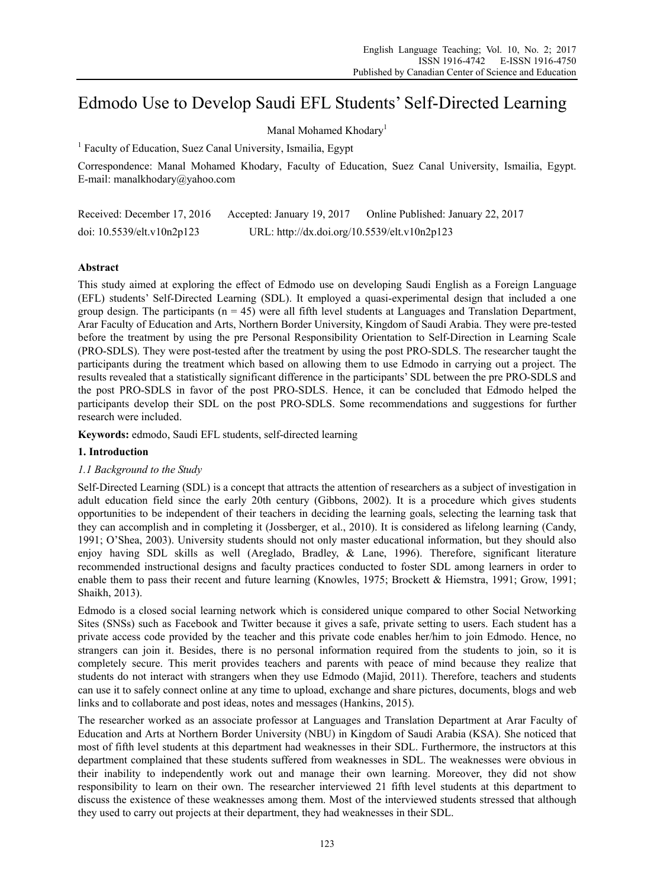# Edmodo Use to Develop Saudi EFL Students' Self-Directed Learning

Manal Mohamed Khodary[1]

[1] Faculty of Education, Suez Canal University, Ismailia, Egypt

Correspondence: Manal Mohamed Khodary, Faculty of Education, Suez Canal University, Ismailia, Egypt. E-mail: manalkhodary@yahoo.com

Received: December 17, 2016 Accepted: January 19, 2017 Online Published: January 22, 2017

doi: 10.5539/elt.v10n2p123 URL: http://dx.doi.org/10.5539/elt.v10n2p123

## Abstract

This study aimed at exploring the effect of Edmodo use on developing Saudi English as a Foreign Language (EFL) students' Self-Directed Learning (SDL). It employed a quasi-experimental design that included a one group design. The participants (n = 45) were all fifth level students at Languages and Translation Department, Arar Faculty of Education and Arts, Northern Border University, Kingdom of Saudi Arabia. They were pre-tested before the treatment by using the pre Personal Responsibility Orientation to Self-Direction in Learning Scale (PRO-SDLS). They were post-tested after the treatment by using the post PRO-SDLS. The researcher taught the participants during the treatment which based on allowing them to use Edmodo in carrying out a project. The results revealed that a statistically significant difference in the participants' SDL between the pre PRO-SDLS and the post PRO-SDLS in favor of the post PRO-SDLS. Hence, it can be concluded that Edmodo helped the participants develop their SDL on the post PRO-SDLS. Some recommendations and suggestions for further research were included.

**Keywords:** edmodo, Saudi EFL students, self-directed learning

## 1. Introduction

### *1.1 Background to the Study*

Self-Directed Learning (SDL) is a concept that attracts the attention of researchers as a subject of investigation in adult education field since the early 20th century (Gibbons, 2002). It is a procedure which gives students opportunities to be independent of their teachers in deciding the learning goals, selecting the learning task that they can accomplish and in completing it (Jossberger, et al., 2010). It is considered as lifelong learning (Candy, 1991; O'Shea, 2003). University students should not only master educational information, but they should also enjoy having SDL skills as well (Areglado, Bradley, & Lane, 1996). Therefore, significant literature recommended instructional designs and faculty practices conducted to foster SDL among learners in order to enable them to pass their recent and future learning (Knowles, 1975; Brockett & Hiemstra, 1991; Grow, 1991; Shaikh, 2013).

Edmodo is a closed social learning network which is considered unique compared to other Social Networking Sites (SNSs) such as Facebook and Twitter because it gives a safe, private setting to users. Each student has a private access code provided by the teacher and this private code enables her/him to join Edmodo. Hence, no strangers can join it. Besides, there is no personal information required from the students to join, so it is completely secure. This merit provides teachers and parents with peace of mind because they realize that students do not interact with strangers when they use Edmodo (Majid, 2011). Therefore, teachers and students can use it to safely connect online at any time to upload, exchange and share pictures, documents, blogs and web links and to collaborate and post ideas, notes and messages (Hankins, 2015).

The researcher worked as an associate professor at Languages and Translation Department at Arar Faculty of Education and Arts at Northern Border University (NBU) in Kingdom of Saudi Arabia (KSA). She noticed that most of fifth level students at this department had weaknesses in their SDL. Furthermore, the instructors at this department complained that these students suffered from weaknesses in SDL. The weaknesses were obvious in their inability to independently work out and manage their own learning. Moreover, they did not show responsibility to learn on their own. The researcher interviewed 21 fifth level students at this department to discuss the existence of these weaknesses among them. Most of the interviewed students stressed that although they used to carry out projects at their department, they had weaknesses in their SDL.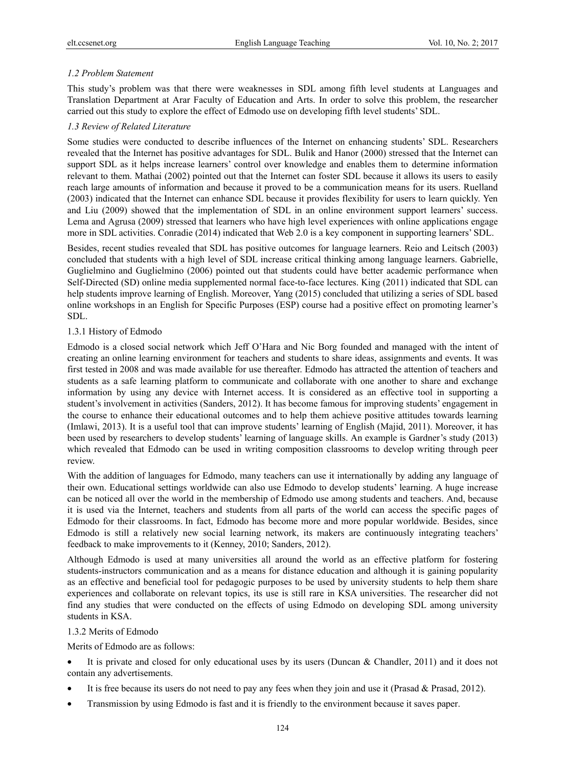### *1.2 Problem Statement*

This study's problem was that there were weaknesses in SDL among fifth level students at Languages and Translation Department at Arar Faculty of Education and Arts. In order to solve this problem, the researcher carried out this study to explore the effect of Edmodo use on developing fifth level students' SDL.

### *1.3 Review of Related Literature*

Some studies were conducted to describe influences of the Internet on enhancing students' SDL. Researchers revealed that the Internet has positive advantages for SDL. Bulik and Hanor (2000) stressed that the Internet can support SDL as it helps increase learners' control over knowledge and enables them to determine information relevant to them. Mathai (2002) pointed out that the Internet can foster SDL because it allows its users to easily reach large amounts of information and because it proved to be a communication means for its users. Ruelland (2003) indicated that the Internet can enhance SDL because it provides flexibility for users to learn quickly. Yen and Liu (2009) showed that the implementation of SDL in an online environment support learners' success. Lema and Agrusa (2009) stressed that learners who have high level experiences with online applications engage more in SDL activities. Conradie (2014) indicated that Web 2.0 is a key component in supporting learners' SDL.

Besides, recent studies revealed that SDL has positive outcomes for language learners. Reio and Leitsch (2003) concluded that students with a high level of SDL increase critical thinking among language learners. Gabrielle, Guglielmino and Guglielmino (2006) pointed out that students could have better academic performance when Self-Directed (SD) online media supplemented normal face-to-face lectures. King (2011) indicated that SDL can help students improve learning of English. Moreover, Yang (2015) concluded that utilizing a series of SDL based online workshops in an English for Specific Purposes (ESP) course had a positive effect on promoting learner's SDL.

#### 1.3.1 History of Edmodo

Edmodo is a closed social network which Jeff O'Hara and Nic Borg founded and managed with the intent of creating an online learning environment for teachers and students to share ideas, assignments and events. It was first tested in 2008 and was made available for use thereafter. Edmodo has attracted the attention of teachers and students as a safe learning platform to communicate and collaborate with one another to share and exchange information by using any device with Internet access. It is considered as an effective tool in supporting a student's involvement in activities (Sanders, 2012). It has become famous for improving students' engagement in the course to enhance their educational outcomes and to help them achieve positive attitudes towards learning (Imlawi, 2013). It is a useful tool that can improve students' learning of English (Majid, 2011). Moreover, it has been used by researchers to develop students' learning of language skills. An example is Gardner's study (2013) which revealed that Edmodo can be used in writing composition classrooms to develop writing through peer review.

With the addition of languages for Edmodo, many teachers can use it internationally by adding any language of their own. Educational settings worldwide can also use Edmodo to develop students' learning. A huge increase can be noticed all over the world in the membership of Edmodo use among students and teachers. And, because it is used via the Internet, teachers and students from all parts of the world can access the specific pages of Edmodo for their classrooms. In fact, Edmodo has become more and more popular worldwide. Besides, since Edmodo is still a relatively new social learning network, its makers are continuously integrating teachers' feedback to make improvements to it (Kenney, 2010; Sanders, 2012).

Although Edmodo is used at many universities all around the world as an effective platform for fostering students-instructors communication and as a means for distance education and although it is gaining popularity as an effective and beneficial tool for pedagogic purposes to be used by university students to help them share experiences and collaborate on relevant topics, its use is still rare in KSA universities. The researcher did not find any studies that were conducted on the effects of using Edmodo on developing SDL among university students in KSA.

#### 1.3.2 Merits of Edmodo

Merits of Edmodo are as follows:

- It is private and closed for only educational uses by its users (Duncan & Chandler, 2011) and it does not contain any advertisements.
- It is free because its users do not need to pay any fees when they join and use it (Prasad & Prasad, 2012).
- Transmission by using Edmodo is fast and it is friendly to the environment because it saves paper.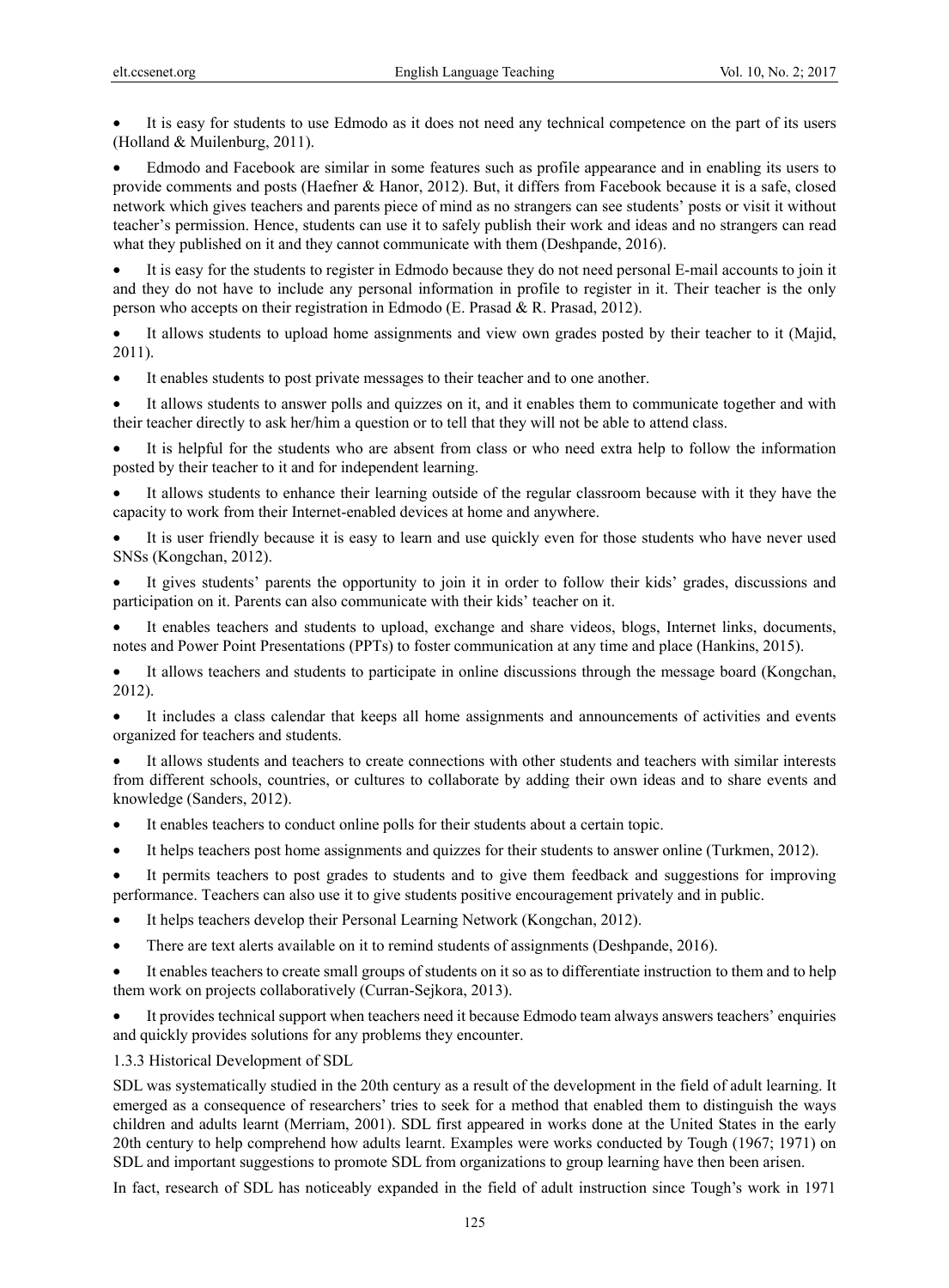- It is easy for students to use Edmodo as it does not need any technical competence on the part of its users (Holland & Muilenburg, 2011).
- Edmodo and Facebook are similar in some features such as profile appearance and in enabling its users to provide comments and posts (Haefner & Hanor, 2012). But, it differs from Facebook because it is a safe, closed network which gives teachers and parents piece of mind as no strangers can see students' posts or visit it without teacher's permission. Hence, students can use it to safely publish their work and ideas and no strangers can read what they published on it and they cannot communicate with them (Deshpande, 2016).
- It is easy for the students to register in Edmodo because they do not need personal E-mail accounts to join it and they do not have to include any personal information in profile to register in it. Their teacher is the only person who accepts on their registration in Edmodo (E. Prasad & R. Prasad, 2012).
- It allows students to upload home assignments and view own grades posted by their teacher to it (Majid, 2011).
- It enables students to post private messages to their teacher and to one another.
- It allows students to answer polls and quizzes on it, and it enables them to communicate together and with their teacher directly to ask her/him a question or to tell that they will not be able to attend class.
- It is helpful for the students who are absent from class or who need extra help to follow the information posted by their teacher to it and for independent learning.
- It allows students to enhance their learning outside of the regular classroom because with it they have the capacity to work from their Internet-enabled devices at home and anywhere.
- It is user friendly because it is easy to learn and use quickly even for those students who have never used SNSs (Kongchan, 2012).
- It gives students' parents the opportunity to join it in order to follow their kids' grades, discussions and participation on it. Parents can also communicate with their kids' teacher on it.
- It enables teachers and students to upload, exchange and share videos, blogs, Internet links, documents, notes and Power Point Presentations (PPTs) to foster communication at any time and place (Hankins, 2015).
- It allows teachers and students to participate in online discussions through the message board (Kongchan, 2012).
- It includes a class calendar that keeps all home assignments and announcements of activities and events organized for teachers and students.
- It allows students and teachers to create connections with other students and teachers with similar interests from different schools, countries, or cultures to collaborate by adding their own ideas and to share events and knowledge (Sanders, 2012).
- It enables teachers to conduct online polls for their students about a certain topic.
- It helps teachers post home assignments and quizzes for their students to answer online (Turkmen, 2012).
- It permits teachers to post grades to students and to give them feedback and suggestions for improving performance. Teachers can also use it to give students positive encouragement privately and in public.
- It helps teachers develop their Personal Learning Network (Kongchan, 2012).
- There are text alerts available on it to remind students of assignments (Deshpande, 2016).
- It enables teachers to create small groups of students on it so as to differentiate instruction to them and to help them work on projects collaboratively (Curran-Sejkora, 2013).
- It provides technical support when teachers need it because Edmodo team always answers teachers' enquiries and quickly provides solutions for any problems they encounter.

#### 1.3.3 Historical Development of SDL

SDL was systematically studied in the 20th century as a result of the development in the field of adult learning. It emerged as a consequence of researchers' tries to seek for a method that enabled them to distinguish the ways children and adults learnt (Merriam, 2001). SDL first appeared in works done at the United States in the early 20th century to help comprehend how adults learnt. Examples were works conducted by Tough (1967; 1971) on SDL and important suggestions to promote SDL from organizations to group learning have then been arisen.

In fact, research of SDL has noticeably expanded in the field of adult instruction since Tough's work in 1971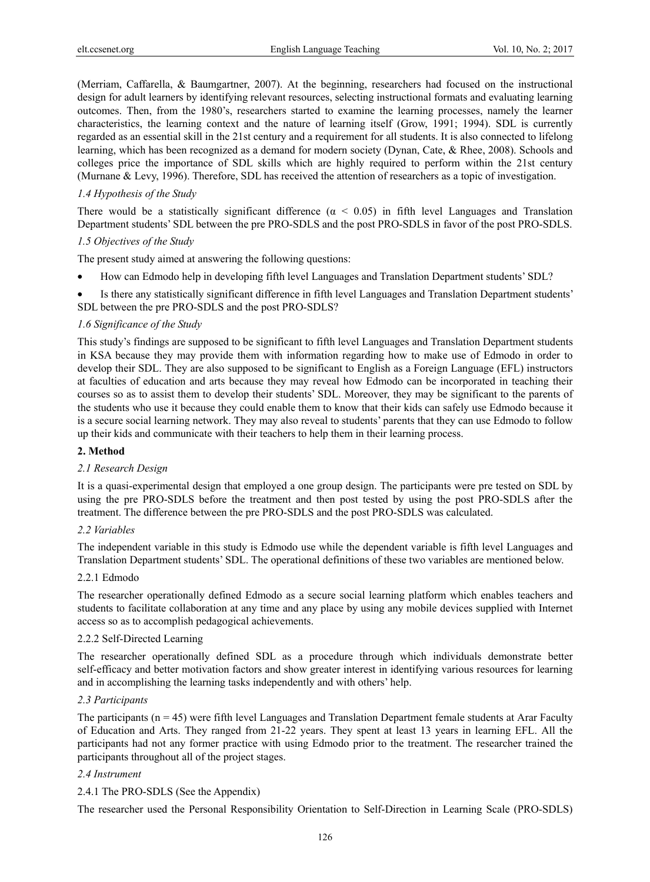(Merriam, Caffarella, & Baumgartner, 2007). At the beginning, researchers had focused on the instructional design for adult learners by identifying relevant resources, selecting instructional formats and evaluating learning outcomes. Then, from the 1980's, researchers started to examine the learning processes, namely the learner characteristics, the learning context and the nature of learning itself (Grow, 1991; 1994). SDL is currently regarded as an essential skill in the 21st century and a requirement for all students. It is also connected to lifelong learning, which has been recognized as a demand for modern society (Dynan, Cate, & Rhee, 2008). Schools and colleges price the importance of SDL skills which are highly required to perform within the 21st century (Murnane & Levy, 1996). Therefore, SDL has received the attention of researchers as a topic of investigation.

### *1.4 Hypothesis of the Study*

There would be a statistically significant difference ($\alpha < 0.05$) in fifth level Languages and Translation Department students' SDL between the pre PRO-SDLS and the post PRO-SDLS in favor of the post PRO-SDLS.

### *1.5 Objectives of the Study*

The present study aimed at answering the following questions:

- How can Edmodo help in developing fifth level Languages and Translation Department students' SDL?
- Is there any statistically significant difference in fifth level Languages and Translation Department students' SDL between the pre PRO-SDLS and the post PRO-SDLS?

### *1.6 Significance of the Study*

This study's findings are supposed to be significant to fifth level Languages and Translation Department students in KSA because they may provide them with information regarding how to make use of Edmodo in order to develop their SDL. They are also supposed to be significant to English as a Foreign Language (EFL) instructors at faculties of education and arts because they may reveal how Edmodo can be incorporated in teaching their courses so as to assist them to develop their students' SDL. Moreover, they may be significant to the parents of the students who use it because they could enable them to know that their kids can safely use Edmodo because it is a secure social learning network. They may also reveal to students' parents that they can use Edmodo to follow up their kids and communicate with their teachers to help them in their learning process.

## **2. Method**

### *2.1 Research Design*

It is a quasi-experimental design that employed a one group design. The participants were pre tested on SDL by using the pre PRO-SDLS before the treatment and then post tested by using the post PRO-SDLS after the treatment. The difference between the pre PRO-SDLS and the post PRO-SDLS was calculated.

### *2.2 Variables*

The independent variable in this study is Edmodo use while the dependent variable is fifth level Languages and Translation Department students' SDL. The operational definitions of these two variables are mentioned below.

#### 2.2.1 Edmodo

The researcher operationally defined Edmodo as a secure social learning platform which enables teachers and students to facilitate collaboration at any time and any place by using any mobile devices supplied with Internet access so as to accomplish pedagogical achievements.

#### 2.2.2 Self-Directed Learning

The researcher operationally defined SDL as a procedure through which individuals demonstrate better self-efficacy and better motivation factors and show greater interest in identifying various resources for learning and in accomplishing the learning tasks independently and with others' help.

### *2.3 Participants*

The participants ($n = 45$) were fifth level Languages and Translation Department female students at Arar Faculty of Education and Arts. They ranged from 21-22 years. They spent at least 13 years in learning EFL. All the participants had not any former practice with using Edmodo prior to the treatment. The researcher trained the participants throughout all of the project stages.

### *2.4 Instrument*

#### 2.4.1 The PRO-SDLS (See the Appendix)

The researcher used the Personal Responsibility Orientation to Self-Direction in Learning Scale (PRO-SDLS)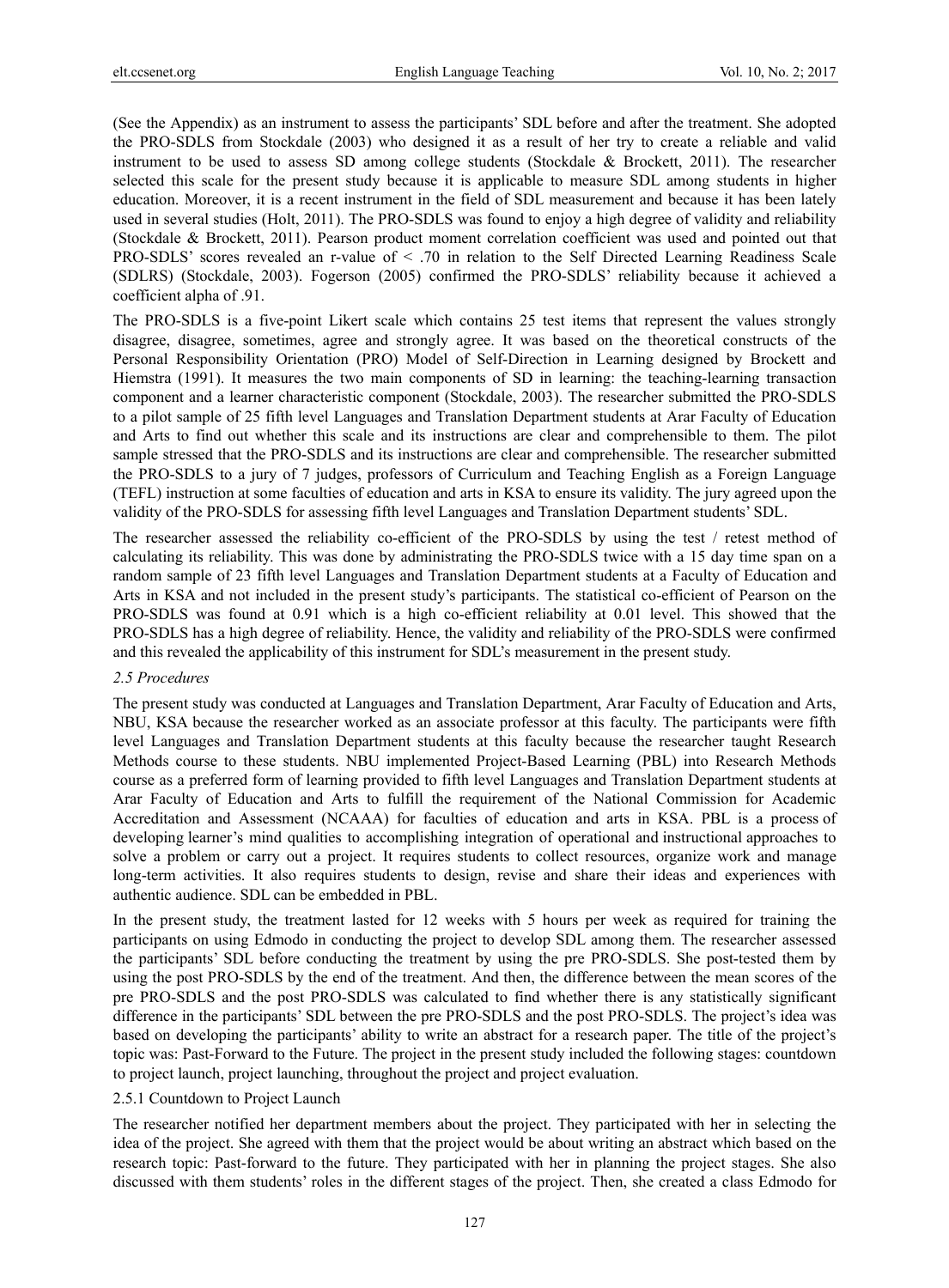(See the Appendix) as an instrument to assess the participants' SDL before and after the treatment. She adopted the PRO-SDLS from Stockdale (2003) who designed it as a result of her try to create a reliable and valid instrument to be used to assess SD among college students (Stockdale & Brockett, 2011). The researcher selected this scale for the present study because it is applicable to measure SDL among students in higher education. Moreover, it is a recent instrument in the field of SDL measurement and because it has been lately used in several studies (Holt, 2011). The PRO-SDLS was found to enjoy a high degree of validity and reliability (Stockdale & Brockett, 2011). Pearson product moment correlation coefficient was used and pointed out that PRO-SDLS' scores revealed an r-value of < .70 in relation to the Self Directed Learning Readiness Scale (SDLRS) (Stockdale, 2003). Fogerson (2005) confirmed the PRO-SDLS' reliability because it achieved a coefficient alpha of .91.

The PRO-SDLS is a five-point Likert scale which contains 25 test items that represent the values strongly disagree, disagree, sometimes, agree and strongly agree. It was based on the theoretical constructs of the Personal Responsibility Orientation (PRO) Model of Self-Direction in Learning designed by Brockett and Hiemstra (1991). It measures the two main components of SD in learning: the teaching-learning transaction component and a learner characteristic component (Stockdale, 2003). The researcher submitted the PRO-SDLS to a pilot sample of 25 fifth level Languages and Translation Department students at Arar Faculty of Education and Arts to find out whether this scale and its instructions are clear and comprehensible to them. The pilot sample stressed that the PRO-SDLS and its instructions are clear and comprehensible. The researcher submitted the PRO-SDLS to a jury of 7 judges, professors of Curriculum and Teaching English as a Foreign Language (TEFL) instruction at some faculties of education and arts in KSA to ensure its validity. The jury agreed upon the validity of the PRO-SDLS for assessing fifth level Languages and Translation Department students' SDL.

The researcher assessed the reliability co-efficient of the PRO-SDLS by using the test / retest method of calculating its reliability. This was done by administrating the PRO-SDLS twice with a 15 day time span on a random sample of 23 fifth level Languages and Translation Department students at a Faculty of Education and Arts in KSA and not included in the present study's participants. The statistical co-efficient of Pearson on the PRO-SDLS was found at 0.91 which is a high co-efficient reliability at 0.01 level. This showed that the PRO-SDLS has a high degree of reliability. Hence, the validity and reliability of the PRO-SDLS were confirmed and this revealed the applicability of this instrument for SDL's measurement in the present study.

### *2.5 Procedures*

The present study was conducted at Languages and Translation Department, Arar Faculty of Education and Arts, NBU, KSA because the researcher worked as an associate professor at this faculty. The participants were fifth level Languages and Translation Department students at this faculty because the researcher taught Research Methods course to these students. NBU implemented Project-Based Learning (PBL) into Research Methods course as a preferred form of learning provided to fifth level Languages and Translation Department students at Arar Faculty of Education and Arts to fulfill the requirement of the National Commission for Academic Accreditation and Assessment (NCAAA) for faculties of education and arts in KSA. PBL is a process of developing learner's mind qualities to accomplishing integration of operational and instructional approaches to solve a problem or carry out a project. It requires students to collect resources, organize work and manage long-term activities. It also requires students to design, revise and share their ideas and experiences with authentic audience. SDL can be embedded in PBL.

In the present study, the treatment lasted for 12 weeks with 5 hours per week as required for training the participants on using Edmodo in conducting the project to develop SDL among them. The researcher assessed the participants' SDL before conducting the treatment by using the pre PRO-SDLS. She post-tested them by using the post PRO-SDLS by the end of the treatment. And then, the difference between the mean scores of the pre PRO-SDLS and the post PRO-SDLS was calculated to find whether there is any statistically significant difference in the participants' SDL between the pre PRO-SDLS and the post PRO-SDLS. The project's idea was based on developing the participants' ability to write an abstract for a research paper. The title of the project's topic was: Past-Forward to the Future. The project in the present study included the following stages: countdown to project launch, project launching, throughout the project and project evaluation.

#### 2.5.1 Countdown to Project Launch

The researcher notified her department members about the project. They participated with her in selecting the idea of the project. She agreed with them that the project would be about writing an abstract which based on the research topic: Past-forward to the future. They participated with her in planning the project stages. She also discussed with them students' roles in the different stages of the project. Then, she created a class Edmodo for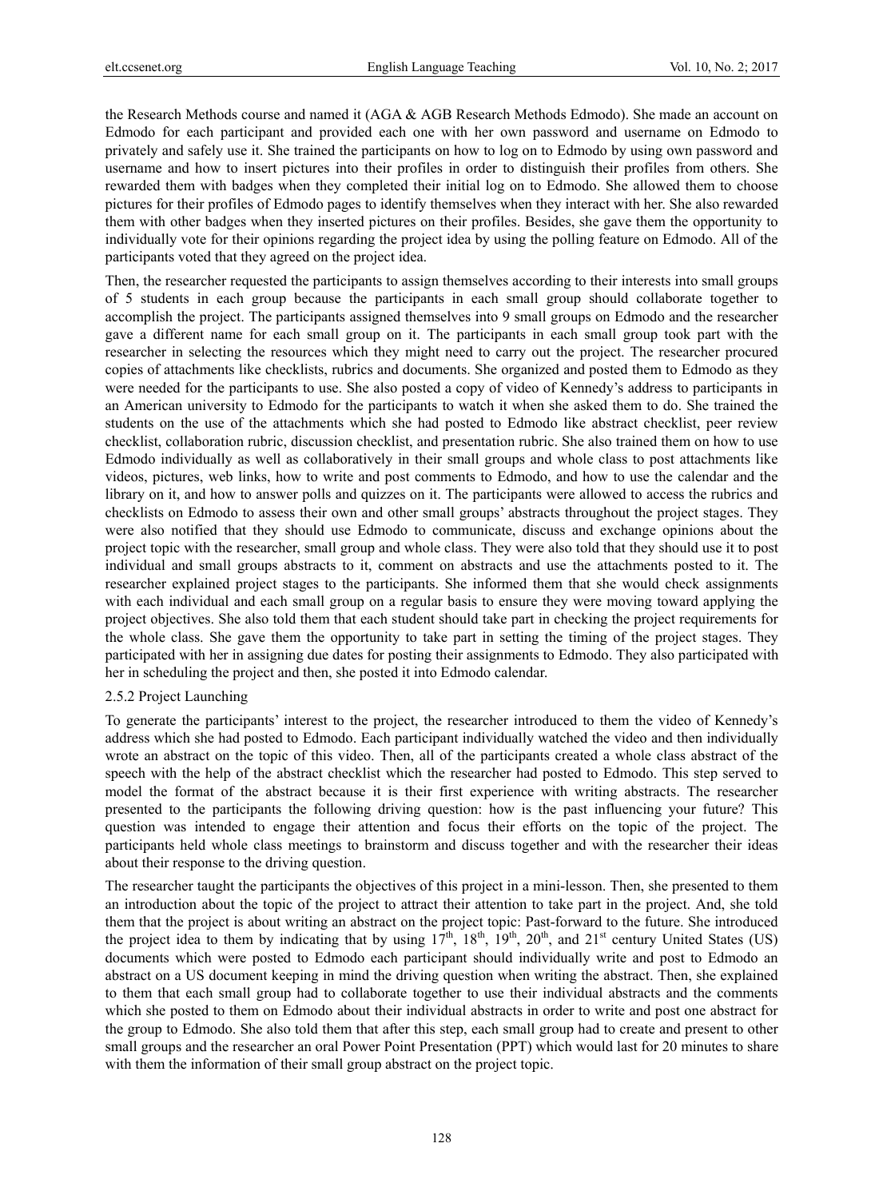the Research Methods course and named it (AGA & AGB Research Methods Edmodo). She made an account on Edmodo for each participant and provided each one with her own password and username on Edmodo to privately and safely use it. She trained the participants on how to log on to Edmodo by using own password and username and how to insert pictures into their profiles in order to distinguish their profiles from others. She rewarded them with badges when they completed their initial log on to Edmodo. She allowed them to choose pictures for their profiles of Edmodo pages to identify themselves when they interact with her. She also rewarded them with other badges when they inserted pictures on their profiles. Besides, she gave them the opportunity to individually vote for their opinions regarding the project idea by using the polling feature on Edmodo. All of the participants voted that they agreed on the project idea.

Then, the researcher requested the participants to assign themselves according to their interests into small groups of 5 students in each group because the participants in each small group should collaborate together to accomplish the project. The participants assigned themselves into 9 small groups on Edmodo and the researcher gave a different name for each small group on it. The participants in each small group took part with the researcher in selecting the resources which they might need to carry out the project. The researcher procured copies of attachments like checklists, rubrics and documents. She organized and posted them to Edmodo as they were needed for the participants to use. She also posted a copy of video of Kennedy's address to participants in an American university to Edmodo for the participants to watch it when she asked them to do. She trained the students on the use of the attachments which she had posted to Edmodo like abstract checklist, peer review checklist, collaboration rubric, discussion checklist, and presentation rubric. She also trained them on how to use Edmodo individually as well as collaboratively in their small groups and whole class to post attachments like videos, pictures, web links, how to write and post comments to Edmodo, and how to use the calendar and the library on it, and how to answer polls and quizzes on it. The participants were allowed to access the rubrics and checklists on Edmodo to assess their own and other small groups' abstracts throughout the project stages. They were also notified that they should use Edmodo to communicate, discuss and exchange opinions about the project topic with the researcher, small group and whole class. They were also told that they should use it to post individual and small groups abstracts to it, comment on abstracts and use the attachments posted to it. The researcher explained project stages to the participants. She informed them that she would check assignments with each individual and each small group on a regular basis to ensure they were moving toward applying the project objectives. She also told them that each student should take part in checking the project requirements for the whole class. She gave them the opportunity to take part in setting the timing of the project stages. They participated with her in assigning due dates for posting their assignments to Edmodo. They also participated with her in scheduling the project and then, she posted it into Edmodo calendar.

#### 2.5.2 Project Launching

To generate the participants' interest to the project, the researcher introduced to them the video of Kennedy's address which she had posted to Edmodo. Each participant individually watched the video and then individually wrote an abstract on the topic of this video. Then, all of the participants created a whole class abstract of the speech with the help of the abstract checklist which the researcher had posted to Edmodo. This step served to model the format of the abstract because it is their first experience with writing abstracts. The researcher presented to the participants the following driving question: how is the past influencing your future? This question was intended to engage their attention and focus their efforts on the topic of the project. The participants held whole class meetings to brainstorm and discuss together and with the researcher their ideas about their response to the driving question.

The researcher taught the participants the objectives of this project in a mini-lesson. Then, she presented to them an introduction about the topic of the project to attract their attention to take part in the project. And, she told them that the project is about writing an abstract on the project topic: Past-forward to the future. She introduced the project idea to them by indicating that by using 17th, 18th, 19th, 20th, and 21st century United States (US) documents which were posted to Edmodo each participant should individually write and post to Edmodo an abstract on a US document keeping in mind the driving question when writing the abstract. Then, she explained to them that each small group had to collaborate together to use their individual abstracts and the comments which she posted to them on Edmodo about their individual abstracts in order to write and post one abstract for the group to Edmodo. She also told them that after this step, each small group had to create and present to other small groups and the researcher an oral Power Point Presentation (PPT) which would last for 20 minutes to share with them the information of their small group abstract on the project topic.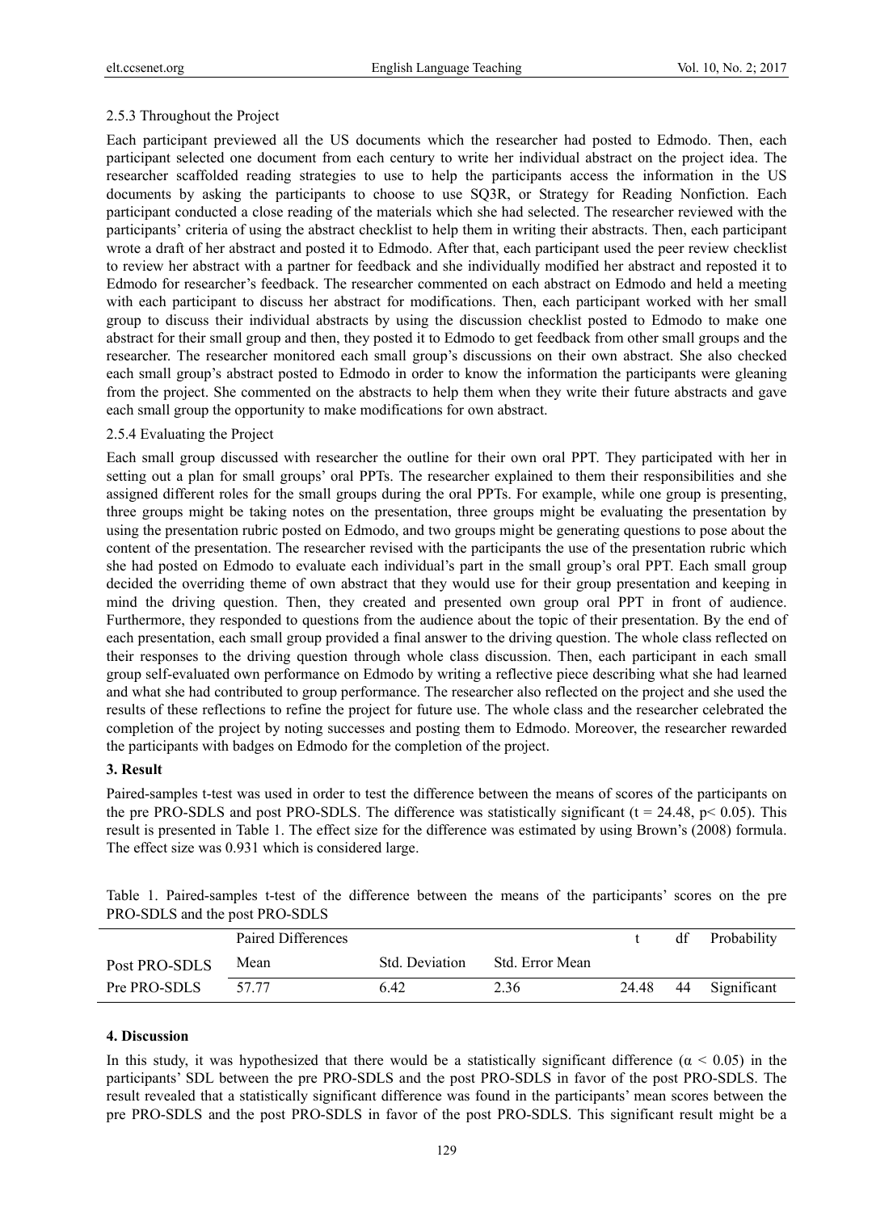#### 2.5.3 Throughout the Project

Each participant previewed all the US documents which the researcher had posted to Edmodo. Then, each participant selected one document from each century to write her individual abstract on the project idea. The researcher scaffolded reading strategies to use to help the participants access the information in the US documents by asking the participants to choose to use SQ3R, or Strategy for Reading Nonfiction. Each participant conducted a close reading of the materials which she had selected. The researcher reviewed with the participants' criteria of using the abstract checklist to help them in writing their abstracts. Then, each participant wrote a draft of her abstract and posted it to Edmodo. After that, each participant used the peer review checklist to review her abstract with a partner for feedback and she individually modified her abstract and reposted it to Edmodo for researcher's feedback. The researcher commented on each abstract on Edmodo and held a meeting with each participant to discuss her abstract for modifications. Then, each participant worked with her small group to discuss their individual abstracts by using the discussion checklist posted to Edmodo to make one abstract for their small group and then, they posted it to Edmodo to get feedback from other small groups and the researcher. The researcher monitored each small group's discussions on their own abstract. She also checked each small group's abstract posted to Edmodo in order to know the information the participants were gleaning from the project. She commented on the abstracts to help them when they write their future abstracts and gave each small group the opportunity to make modifications for own abstract.

#### 2.5.4 Evaluating the Project

Each small group discussed with researcher the outline for their own oral PPT. They participated with her in setting out a plan for small groups' oral PPTs. The researcher explained to them their responsibilities and she assigned different roles for the small groups during the oral PPTs. For example, while one group is presenting, three groups might be taking notes on the presentation, three groups might be evaluating the presentation by using the presentation rubric posted on Edmodo, and two groups might be generating questions to pose about the content of the presentation. The researcher revised with the participants the use of the presentation rubric which she had posted on Edmodo to evaluate each individual's part in the small group's oral PPT. Each small group decided the overriding theme of own abstract that they would use for their group presentation and keeping in mind the driving question. Then, they created and presented own group oral PPT in front of audience. Furthermore, they responded to questions from the audience about the topic of their presentation. By the end of each presentation, each small group provided a final answer to the driving question. The whole class reflected on their responses to the driving question through whole class discussion. Then, each participant in each small group self-evaluated own performance on Edmodo by writing a reflective piece describing what she had learned and what she had contributed to group performance. The researcher also reflected on the project and she used the results of these reflections to refine the project for future use. The whole class and the researcher celebrated the completion of the project by noting successes and posting them to Edmodo. Moreover, the researcher rewarded the participants with badges on Edmodo for the completion of the project.

## 3. Result

Paired-samples t-test was used in order to test the difference between the means of scores of the participants on the pre PRO-SDLS and post PRO-SDLS. The difference was statistically significant ($t = 24.48$, $p < 0.05$). This result is presented in Table 1. The effect size for the difference was estimated by using Brown's (2008) formula. The effect size was 0.931 which is considered large.

Table 1. Paired-samples t-test of the difference between the means of the participants' scores on the pre PRO-SDLS and the post PRO-SDLS

| | Paired Differences | | | t | df | Probability |
|---|---|---|---|---|---|---|
| Post PRO-SDLS | Mean | Std. Deviation | Std. Error Mean | | | |
| Pre PRO-SDLS | 57.77 | 6.42 | 2.36 | 24.48 | 44 | Significant |

## 4. Discussion

In this study, it was hypothesized that there would be a statistically significant difference ($\alpha < 0.05$) in the participants' SDL between the pre PRO-SDLS and the post PRO-SDLS in favor of the post PRO-SDLS. The result revealed that a statistically significant difference was found in the participants' mean scores between the pre PRO-SDLS and the post PRO-SDLS in favor of the post PRO-SDLS. This significant result might be a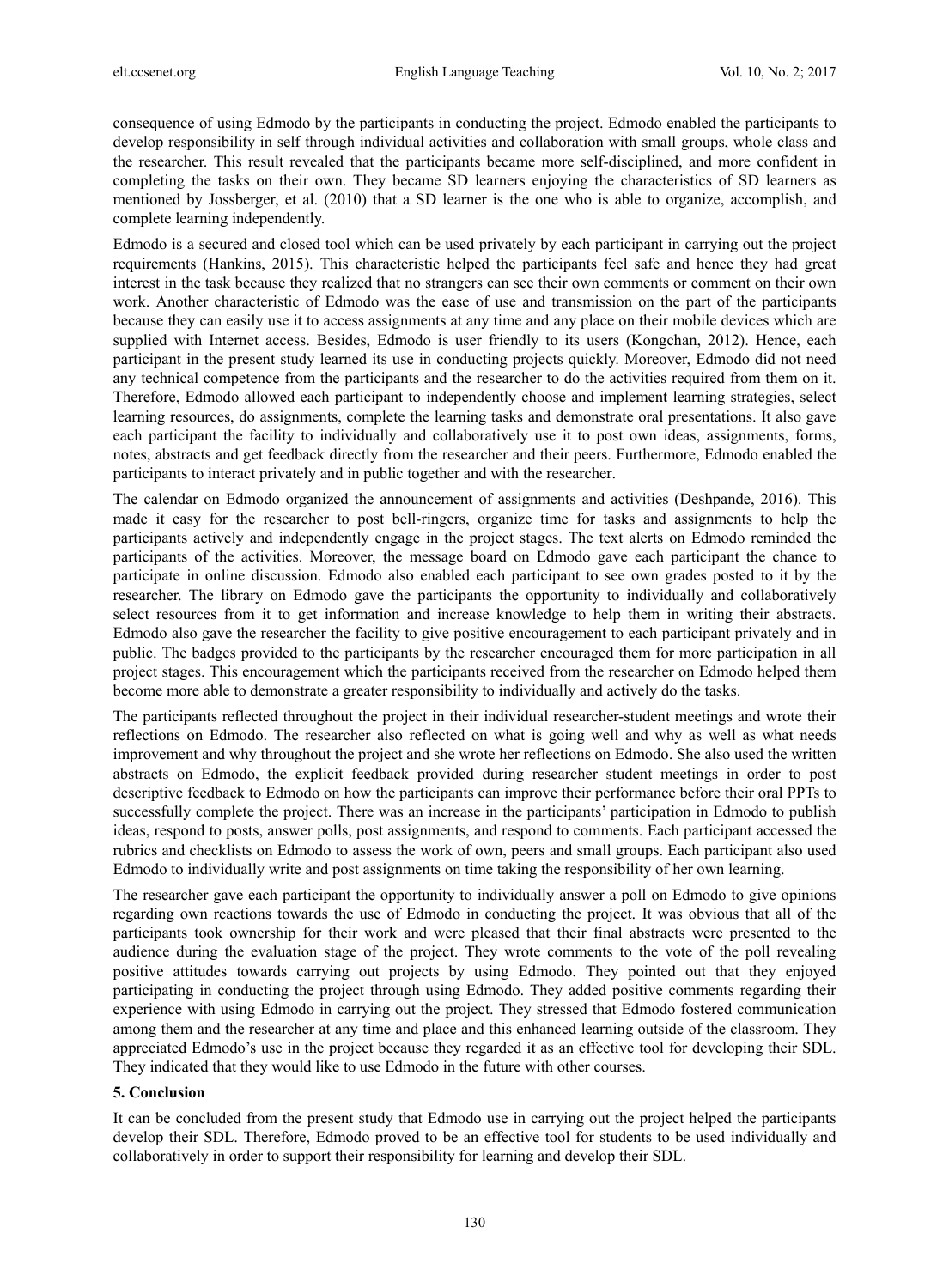consequence of using Edmodo by the participants in conducting the project. Edmodo enabled the participants to develop responsibility in self through individual activities and collaboration with small groups, whole class and the researcher. This result revealed that the participants became more self-disciplined, and more confident in completing the tasks on their own. They became SD learners enjoying the characteristics of SD learners as mentioned by Jossberger, et al. (2010) that a SD learner is the one who is able to organize, accomplish, and complete learning independently.

Edmodo is a secured and closed tool which can be used privately by each participant in carrying out the project requirements (Hankins, 2015). This characteristic helped the participants feel safe and hence they had great interest in the task because they realized that no strangers can see their own comments or comment on their own work. Another characteristic of Edmodo was the ease of use and transmission on the part of the participants because they can easily use it to access assignments at any time and any place on their mobile devices which are supplied with Internet access. Besides, Edmodo is user friendly to its users (Kongchan, 2012). Hence, each participant in the present study learned its use in conducting projects quickly. Moreover, Edmodo did not need any technical competence from the participants and the researcher to do the activities required from them on it. Therefore, Edmodo allowed each participant to independently choose and implement learning strategies, select learning resources, do assignments, complete the learning tasks and demonstrate oral presentations. It also gave each participant the facility to individually and collaboratively use it to post own ideas, assignments, forms, notes, abstracts and get feedback directly from the researcher and their peers. Furthermore, Edmodo enabled the participants to interact privately and in public together and with the researcher.

The calendar on Edmodo organized the announcement of assignments and activities (Deshpande, 2016). This made it easy for the researcher to post bell-ringers, organize time for tasks and assignments to help the participants actively and independently engage in the project stages. The text alerts on Edmodo reminded the participants of the activities. Moreover, the message board on Edmodo gave each participant the chance to participate in online discussion. Edmodo also enabled each participant to see own grades posted to it by the researcher. The library on Edmodo gave the participants the opportunity to individually and collaboratively select resources from it to get information and increase knowledge to help them in writing their abstracts. Edmodo also gave the researcher the facility to give positive encouragement to each participant privately and in public. The badges provided to the participants by the researcher encouraged them for more participation in all project stages. This encouragement which the participants received from the researcher on Edmodo helped them become more able to demonstrate a greater responsibility to individually and actively do the tasks.

The participants reflected throughout the project in their individual researcher-student meetings and wrote their reflections on Edmodo. The researcher also reflected on what is going well and why as well as what needs improvement and why throughout the project and she wrote her reflections on Edmodo. She also used the written abstracts on Edmodo, the explicit feedback provided during researcher student meetings in order to post descriptive feedback to Edmodo on how the participants can improve their performance before their oral PPTs to successfully complete the project. There was an increase in the participants' participation in Edmodo to publish ideas, respond to posts, answer polls, post assignments, and respond to comments. Each participant accessed the rubrics and checklists on Edmodo to assess the work of own, peers and small groups. Each participant also used Edmodo to individually write and post assignments on time taking the responsibility of her own learning.

The researcher gave each participant the opportunity to individually answer a poll on Edmodo to give opinions regarding own reactions towards the use of Edmodo in conducting the project. It was obvious that all of the participants took ownership for their work and were pleased that their final abstracts were presented to the audience during the evaluation stage of the project. They wrote comments to the vote of the poll revealing positive attitudes towards carrying out projects by using Edmodo. They pointed out that they enjoyed participating in conducting the project through using Edmodo. They added positive comments regarding their experience with using Edmodo in carrying out the project. They stressed that Edmodo fostered communication among them and the researcher at any time and place and this enhanced learning outside of the classroom. They appreciated Edmodo's use in the project because they regarded it as an effective tool for developing their SDL. They indicated that they would like to use Edmodo in the future with other courses.

## 5. Conclusion

It can be concluded from the present study that Edmodo use in carrying out the project helped the participants develop their SDL. Therefore, Edmodo proved to be an effective tool for students to be used individually and collaboratively in order to support their responsibility for learning and develop their SDL.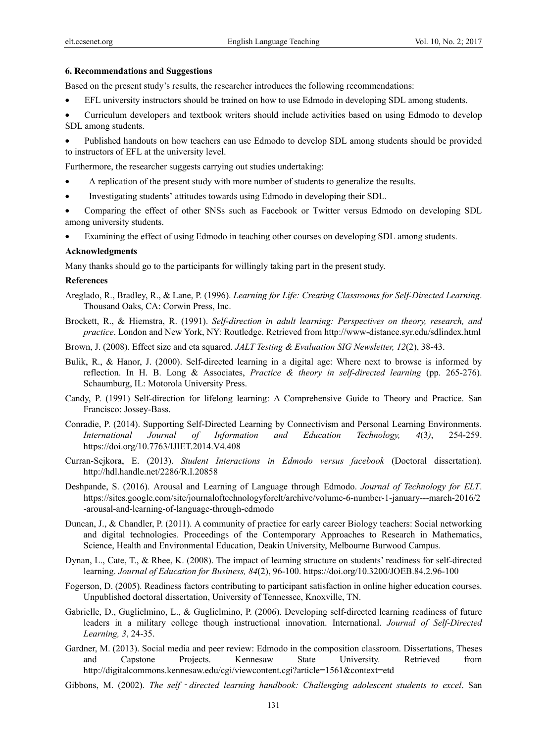### 6. Recommendations and Suggestions

Based on the present study's results, the researcher introduces the following recommendations:

- EFL university instructors should be trained on how to use Edmodo in developing SDL among students.
- Curriculum developers and textbook writers should include activities based on using Edmodo to develop SDL among students.
- Published handouts on how teachers can use Edmodo to develop SDL among students should be provided to instructors of EFL at the university level.

Furthermore, the researcher suggests carrying out studies undertaking:

- A replication of the present study with more number of students to generalize the results.
- Investigating students' attitudes towards using Edmodo in developing their SDL.
- Comparing the effect of other SNSs such as Facebook or Twitter versus Edmodo on developing SDL among university students.
- Examining the effect of using Edmodo in teaching other courses on developing SDL among students.

### Acknowledgments

Many thanks should go to the participants for willingly taking part in the present study.

### References

Areglado, R., Bradley, R., & Lane, P. (1996). *Learning for Life: Creating Classrooms for Self-Directed Learning*. Thousand Oaks, CA: Corwin Press, Inc.

Brockett, R., & Hiemstra, R. (1991). *Self-direction in adult learning: Perspectives on theory, research, and practice*. London and New York, NY: Routledge. Retrieved from http://www-distance.syr.edu/sdlindex.html

Brown, J. (2008). Effect size and eta squared. *JALT Testing & Evaluation SIG Newsletter, 12*(2), 38-43.

Bulik, R., & Hanor, J. (2000). Self-directed learning in a digital age: Where next to browse is informed by reflection. In H. B. Long & Associates, *Practice & theory in self-directed learning* (pp. 265-276). Schaumburg, IL: Motorola University Press.

Candy, P. (1991) Self-direction for lifelong learning: A Comprehensive Guide to Theory and Practice. San Francisco: Jossey-Bass.

Conradie, P. (2014). Supporting Self-Directed Learning by Connectivism and Personal Learning Environments. *International Journal of Information and Education Technology, 4*(3), 254-259. https://doi.org/10.7763/IJIET.2014.V4.408

Curran-Sejkora, E. (2013). *Student Interactions in Edmodo versus facebook* (Doctoral dissertation). http://hdl.handle.net/2286/R.I.20858

Deshpande, S. (2016). Arousal and Learning of Language through Edmodo. *Journal of Technology for ELT*. https://sites.google.com/site/journaloftechnologyforelt/archive/volume-6-number-1-january---march-2016/2-arousal-and-learning-of-language-through-edmodo

Duncan, J., & Chandler, P. (2011). A community of practice for early career Biology teachers: Social networking and digital technologies. Proceedings of the Contemporary Approaches to Research in Mathematics, Science, Health and Environmental Education, Deakin University, Melbourne Burwood Campus.

Dynan, L., Cate, T., & Rhee, K. (2008). The impact of learning structure on students' readiness for self-directed learning. *Journal of Education for Business, 84*(2), 96-100. https://doi.org/10.3200/JOEB.84.2.96-100

Fogerson, D. (2005). Readiness factors contributing to participant satisfaction in online higher education courses. Unpublished doctoral dissertation, University of Tennessee, Knoxville, TN.

Gabrielle, D., Guglielmino, L., & Guglielmino, P. (2006). Developing self-directed learning readiness of future leaders in a military college though instructional innovation. International. *Journal of Self-Directed Learning, 3*, 24-35.

Gardner, M. (2013). Social media and peer review: Edmodo in the composition classroom. Dissertations, Theses and Capstone Projects. Kennesaw State University. Retrieved from http://digitalcommons.kennesaw.edu/cgi/viewcontent.cgi?article=1561&context=etd

Gibbons, M. (2002). *The self‑directed learning handbook: Challenging adolescent students to excel*. San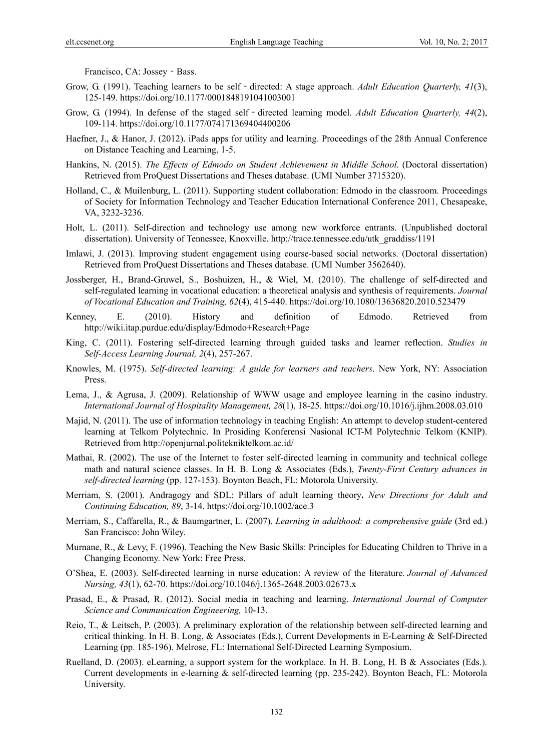Francisco, CA: Jossey‐Bass.

Grow, G. (1991). Teaching learners to be self‐directed: A stage approach. *Adult Education Quarterly, 41*(3), 125-149. https://doi.org/10.1177/0001848191041003001

Grow, G. (1994). In defense of the staged self‐directed learning model. *Adult Education Quarterly, 44*(2), 109-114. https://doi.org/10.1177/074171369404400206

Haefner, J., & Hanor, J. (2012). iPads apps for utility and learning. Proceedings of the 28th Annual Conference on Distance Teaching and Learning, 1-5.

Hankins, N. (2015). *The Effects of Edmodo on Student Achievement in Middle School*. (Doctoral dissertation) Retrieved from ProQuest Dissertations and Theses database. (UMI Number 3715320).

Holland, C., & Muilenburg, L. (2011). Supporting student collaboration: Edmodo in the classroom. Proceedings of Society for Information Technology and Teacher Education International Conference 2011, Chesapeake, VA, 3232-3236.

Holt, L. (2011). Self-direction and technology use among new workforce entrants. (Unpublished doctoral dissertation). University of Tennessee, Knoxville. http://trace.tennessee.edu/utk_graddiss/1191

Imlawi, J. (2013). Improving student engagement using course-based social networks. (Doctoral dissertation) Retrieved from ProQuest Dissertations and Theses database. (UMI Number 3562640).

Jossberger, H., Brand-Gruwel, S., Boshuizen, H., & Wiel, M. (2010). The challenge of self-directed and self-regulated learning in vocational education: a theoretical analysis and synthesis of requirements. *Journal of Vocational Education and Training, 62*(4), 415-440. https://doi.org/10.1080/13636820.2010.523479

Kenney, E. (2010). History and definition of Edmodo. Retrieved from http://wiki.itap.purdue.edu/display/Edmodo+Research+Page

King, C. (2011). Fostering self-directed learning through guided tasks and learner reflection. *Studies in Self-Access Learning Journal, 2*(4), 257-267.

Knowles, M. (1975). *Self-directed learning: A guide for learners and teachers*. New York, NY: Association Press.

Lema, J., & Agrusa, J. (2009). Relationship of WWW usage and employee learning in the casino industry. *International Journal of Hospitality Management, 28*(1), 18-25. https://doi.org/10.1016/j.ijhm.2008.03.010

Majid, N. (2011). The use of information technology in teaching English: An attempt to develop student-centered learning at Telkom Polytechnic. In Prosiding Konferensi Nasional ICT-M Polytechnic Telkom (KNIP). Retrieved from http://openjurnal.politekniktelkom.ac.id/

Mathai, R. (2002). The use of the Internet to foster self-directed learning in community and technical college math and natural science classes. In H. B. Long & Associates (Eds.), *Twenty-First Century advances in self-directed learning* (pp. 127-153). Boynton Beach, FL: Motorola University.

Merriam, S. (2001). Andragogy and SDL: Pillars of adult learning theory**.** *New Directions for Adult and Continuing Education, 89*, 3-14. https://doi.org/10.1002/ace.3

Merriam, S., Caffarella, R., & Baumgartner, L. (2007). *Learning in adulthood: a comprehensive guide* (3rd ed.) San Francisco: John Wiley.

Murnane, R., & Levy, F. (1996). Teaching the New Basic Skills: Principles for Educating Children to Thrive in a Changing Economy. New York: Free Press.

O'Shea, E. (2003). Self-directed learning in nurse education: A review of the literature. *Journal of Advanced Nursing, 43*(1), 62-70. https://doi.org/10.1046/j.1365-2648.2003.02673.x

Prasad, E., & Prasad, R. (2012). Social media in teaching and learning. *International Journal of Computer Science and Communication Engineering,* 10-13.

Reio, T., & Leitsch, P. (2003). A preliminary exploration of the relationship between self-directed learning and critical thinking. In H. B. Long, & Associates (Eds.), Current Developments in E-Learning & Self-Directed Learning (pp. 185-196). Melrose, FL: International Self-Directed Learning Symposium.

Ruelland, D. (2003). eLearning, a support system for the workplace. In H. B. Long, H. B & Associates (Eds.). Current developments in e-learning & self-directed learning (pp. 235-242). Boynton Beach, FL: Motorola University.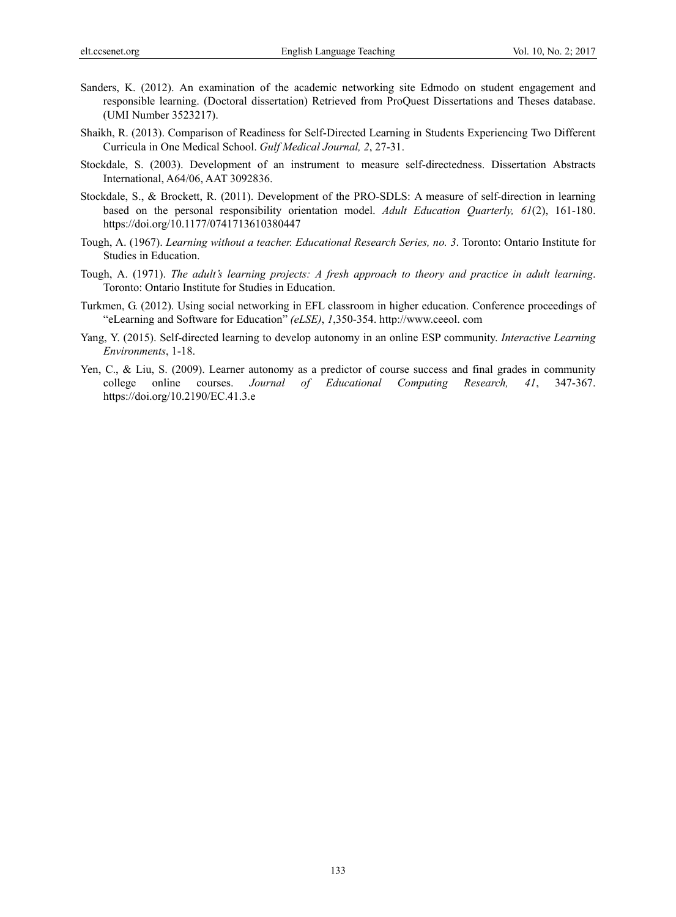Sanders, K. (2012). An examination of the academic networking site Edmodo on student engagement and responsible learning. (Doctoral dissertation) Retrieved from ProQuest Dissertations and Theses database. (UMI Number 3523217).

Shaikh, R. (2013). Comparison of Readiness for Self-Directed Learning in Students Experiencing Two Different Curricula in One Medical School. *Gulf Medical Journal, 2*, 27-31.

Stockdale, S. (2003). Development of an instrument to measure self-directedness. Dissertation Abstracts International, A64/06, AAT 3092836.

Stockdale, S., & Brockett, R. (2011). Development of the PRO-SDLS: A measure of self-direction in learning based on the personal responsibility orientation model. *Adult Education Quarterly, 61*(2), 161-180. https://doi.org/10.1177/0741713610380447

Tough, A. (1967). *Learning without a teacher. Educational Research Series, no. 3*. Toronto: Ontario Institute for Studies in Education.

Tough, A. (1971). *The adult's learning projects: A fresh approach to theory and practice in adult learning*. Toronto: Ontario Institute for Studies in Education.

Turkmen, G. (2012). Using social networking in EFL classroom in higher education. Conference proceedings of "eLearning and Software for Education" *(eLSE)*, *1*,350-354. http://www.ceeol. com

Yang, Y. (2015). Self-directed learning to develop autonomy in an online ESP community. *Interactive Learning Environments*, 1-18.

Yen, C., & Liu, S. (2009). Learner autonomy as a predictor of course success and final grades in community college online courses. *Journal of Educational Computing Research, 41*, 347-367. https://doi.org/10.2190/EC.41.3.e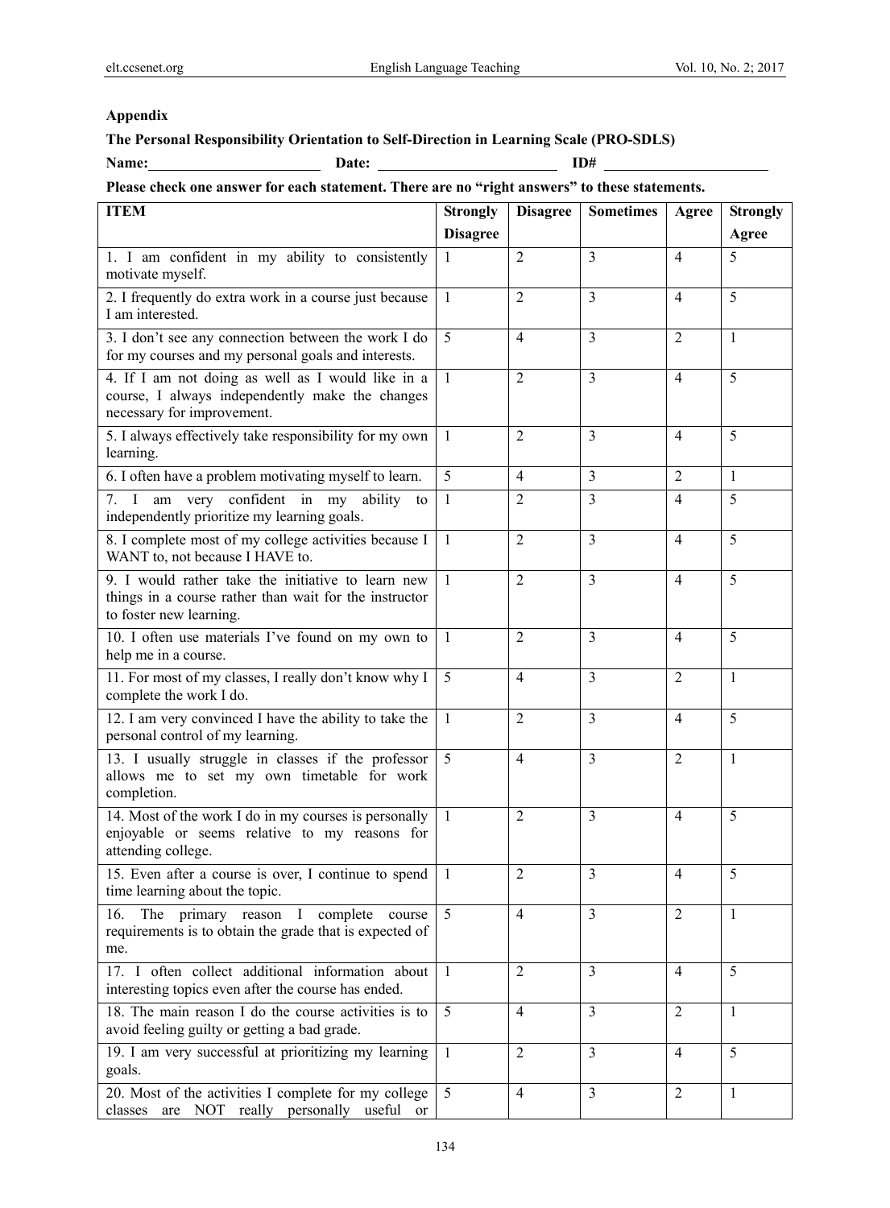**Appendix**

**The Personal Responsibility Orientation to Self-Direction in Learning Scale (PRO-SDLS)**

**Name:** \_\_\_\_\_\_\_\_\_\_\_\_\_\_\_\_\_\_\_\_\_\_ **Date:** \_\_\_\_\_\_\_\_\_\_\_\_\_\_\_\_\_\_\_\_\_\_ **ID#** \_\_\_\_\_\_\_\_\_\_\_\_\_\_\_\_\_\_\_\_\_\_

**Please check one answer for each statement. There are no "right answers" to these statements.**

| ITEM | Strongly Disagree | Disagree | Sometimes | Agree | Strongly Agree |
|---|---|---|---|---|---|
| 1. I am confident in my ability to consistently motivate myself. | 1 | 2 | 3 | 4 | 5 |
| 2. I frequently do extra work in a course just because I am interested. | 1 | 2 | 3 | 4 | 5 |
| 3. I don't see any connection between the work I do for my courses and my personal goals and interests. | 5 | 4 | 3 | 2 | 1 |
| 4. If I am not doing as well as I would like in a course, I always independently make the changes necessary for improvement. | 1 | 2 | 3 | 4 | 5 |
| 5. I always effectively take responsibility for my own learning. | 1 | 2 | 3 | 4 | 5 |
| 6. I often have a problem motivating myself to learn. | 5 | 4 | 3 | 2 | 1 |
| 7. I am very confident in my ability to independently prioritize my learning goals. | 1 | 2 | 3 | 4 | 5 |
| 8. I complete most of my college activities because I WANT to, not because I HAVE to. | 1 | 2 | 3 | 4 | 5 |
| 9. I would rather take the initiative to learn new things in a course rather than wait for the instructor to foster new learning. | 1 | 2 | 3 | 4 | 5 |
| 10. I often use materials I've found on my own to help me in a course. | 1 | 2 | 3 | 4 | 5 |
| 11. For most of my classes, I really don't know why I complete the work I do. | 5 | 4 | 3 | 2 | 1 |
| 12. I am very convinced I have the ability to take the personal control of my learning. | 1 | 2 | 3 | 4 | 5 |
| 13. I usually struggle in classes if the professor allows me to set my own timetable for work completion. | 5 | 4 | 3 | 2 | 1 |
| 14. Most of the work I do in my courses is personally enjoyable or seems relative to my reasons for attending college. | 1 | 2 | 3 | 4 | 5 |
| 15. Even after a course is over, I continue to spend time learning about the topic. | 1 | 2 | 3 | 4 | 5 |
| 16. The primary reason I complete course requirements is to obtain the grade that is expected of me. | 5 | 4 | 3 | 2 | 1 |
| 17. I often collect additional information about interesting topics even after the course has ended. | 1 | 2 | 3 | 4 | 5 |
| 18. The main reason I do the course activities is to avoid feeling guilty or getting a bad grade. | 5 | 4 | 3 | 2 | 1 |
| 19. I am very successful at prioritizing my learning goals. | 1 | 2 | 3 | 4 | 5 |
| 20. Most of the activities I complete for my college classes are NOT really personally useful or | 5 | 4 | 3 | 2 | 1 |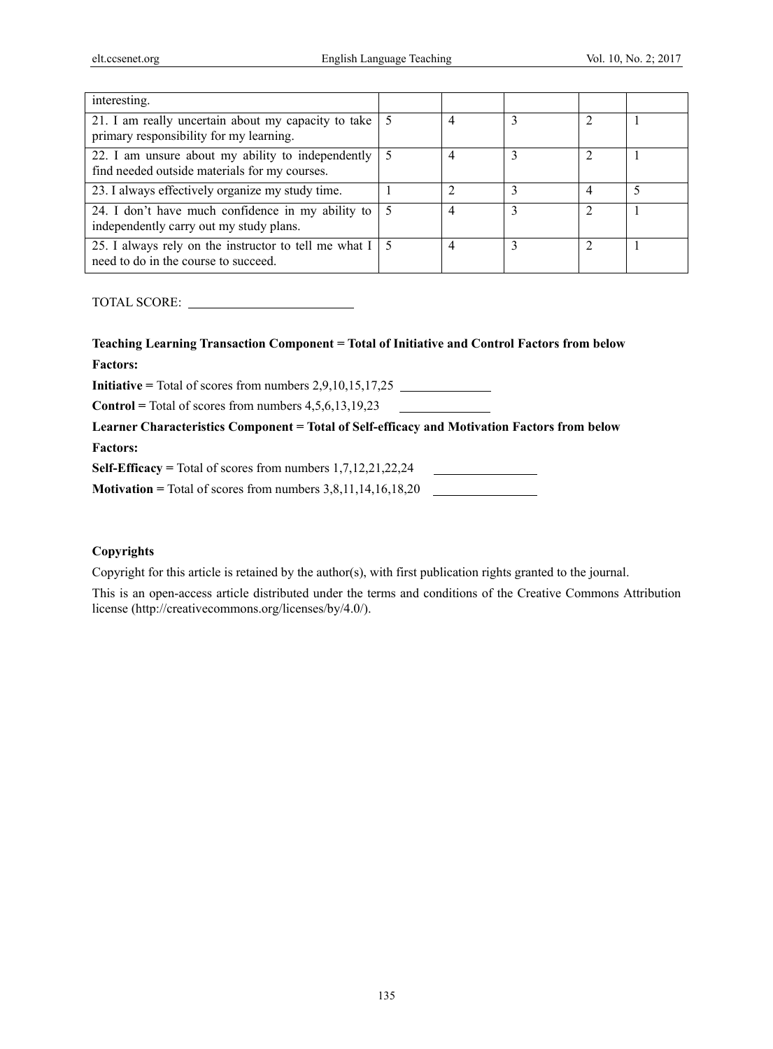| | | | | | |
|---|---|---|---|---|---|
| interesting. | | | | | |
| 21. I am really uncertain about my capacity to take primary responsibility for my learning. | 5 | 4 | 3 | 2 | 1 |
| 22. I am unsure about my ability to independently find needed outside materials for my courses. | 5 | 4 | 3 | 2 | 1 |
| 23. I always effectively organize my study time. | 1 | 2 | 3 | 4 | 5 |
| 24. I don't have much confidence in my ability to independently carry out my study plans. | 5 | 4 | 3 | 2 | 1 |
| 25. I always rely on the instructor to tell me what I need to do in the course to succeed. | 5 | 4 | 3 | 2 | 1 |

TOTAL SCORE: ____________________

**Teaching Learning Transaction Component = Total of Initiative and Control Factors from below**

**Factors:**

**Initiative =** Total of scores from numbers 2,9,10,15,17,25 ____________

**Control =** Total of scores from numbers 4,5,6,13,19,23 ____________

**Learner Characteristics Component = Total of Self-efficacy and Motivation Factors from below**

**Factors:**

**Self-Efficacy =** Total of scores from numbers 1,7,12,21,22,24 ____________

**Motivation =** Total of scores from numbers 3,8,11,14,16,18,20 ____________

## Copyrights

Copyright for this article is retained by the author(s), with first publication rights granted to the journal.

This is an open-access article distributed under the terms and conditions of the Creative Commons Attribution license (http://creativecommons.org/licenses/by/4.0/).